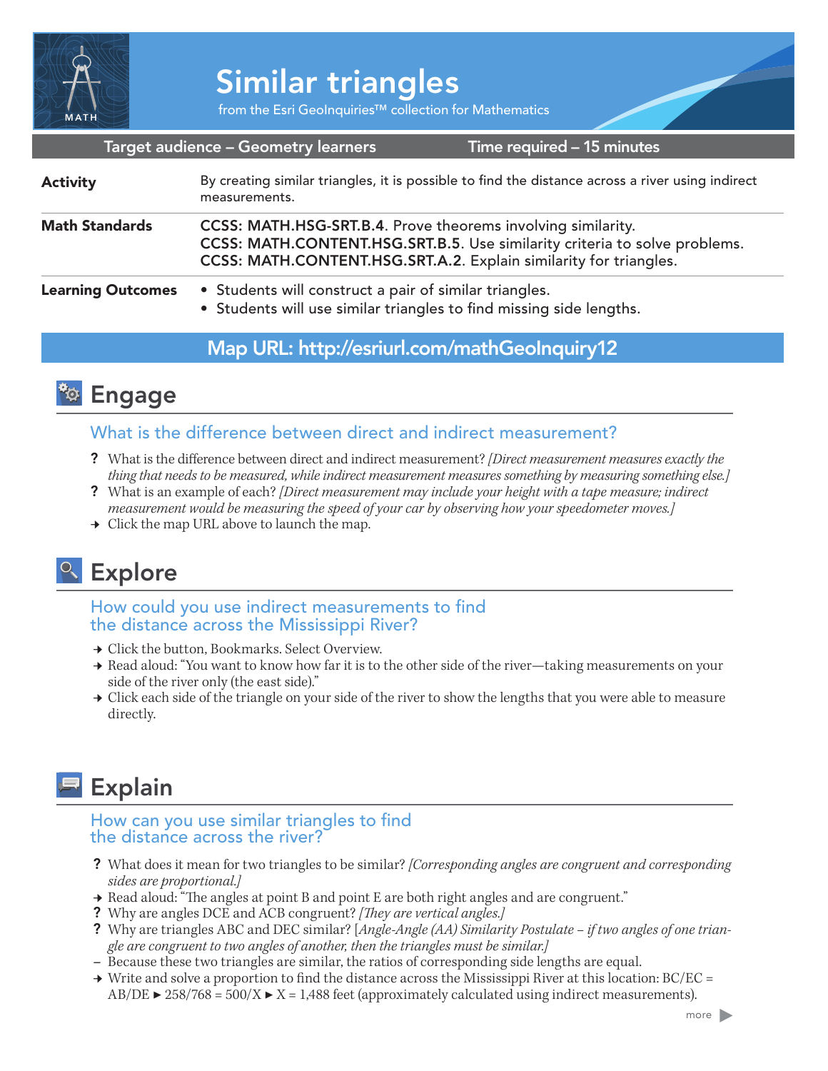# Similar triangles

from the Esri GeoInquiries™ collection for Mathematics

| Target audience – Geometry learners | Time required – 15 minutes |
|---|---|

| | |
|---|---|
| **Activity** | By creating similar triangles, it is possible to find the distance across a river using indirect measurements. |
| **Math Standards** | CCSS: MATH.HSG-SRT.B.4. Prove theorems involving similarity.<br>CCSS: MATH.CONTENT.HSG.SRT.B.5. Use similarity criteria to solve problems.<br>CCSS: MATH.CONTENT.HSG.SRT.A.2. Explain similarity for triangles. |
| **Learning Outcomes** | • Students will construct a pair of similar triangles.<br>• Students will use similar triangles to find missing side lengths. |

**Map URL: http://esriurl.com/mathGeoInquiry12**

## Engage

### What is the difference between direct and indirect measurement?

? What is the difference between direct and indirect measurement? *[Direct measurement measures exactly the thing that needs to be measured, while indirect measurement measures something by measuring something else.]*

? What is an example of each? *[Direct measurement may include your height with a tape measure; indirect measurement would be measuring the speed of your car by observing how your speedometer moves.]*

→ Click the map URL above to launch the map.

## Explore

### How could you use indirect measurements to find the distance across the Mississippi River?

→ Click the button, Bookmarks. Select Overview.

→ Read aloud: "You want to know how far it is to the other side of the river—taking measurements on your side of the river only (the east side)."

→ Click each side of the triangle on your side of the river to show the lengths that you were able to measure directly.

## Explain

### How can you use similar triangles to find the distance across the river?

? What does it mean for two triangles to be similar? *[Corresponding angles are congruent and corresponding sides are proportional.]*

→ Read aloud: "The angles at point B and point E are both right angles and are congruent."

? Why are angles DCE and ACB congruent? *[They are vertical angles.]*

? Why are triangles ABC and DEC similar? [*Angle-Angle (AA) Similarity Postulate – if two angles of one triangle are congruent to two angles of another, then the triangles must be similar.*]

– Because these two triangles are similar, the ratios of corresponding side lengths are equal.

→ Write and solve a proportion to find the distance across the Mississippi River at this location: BC/EC = AB/DE ► 258/768 = 500/X ► X = 1,488 feet (approximately calculated using indirect measurements).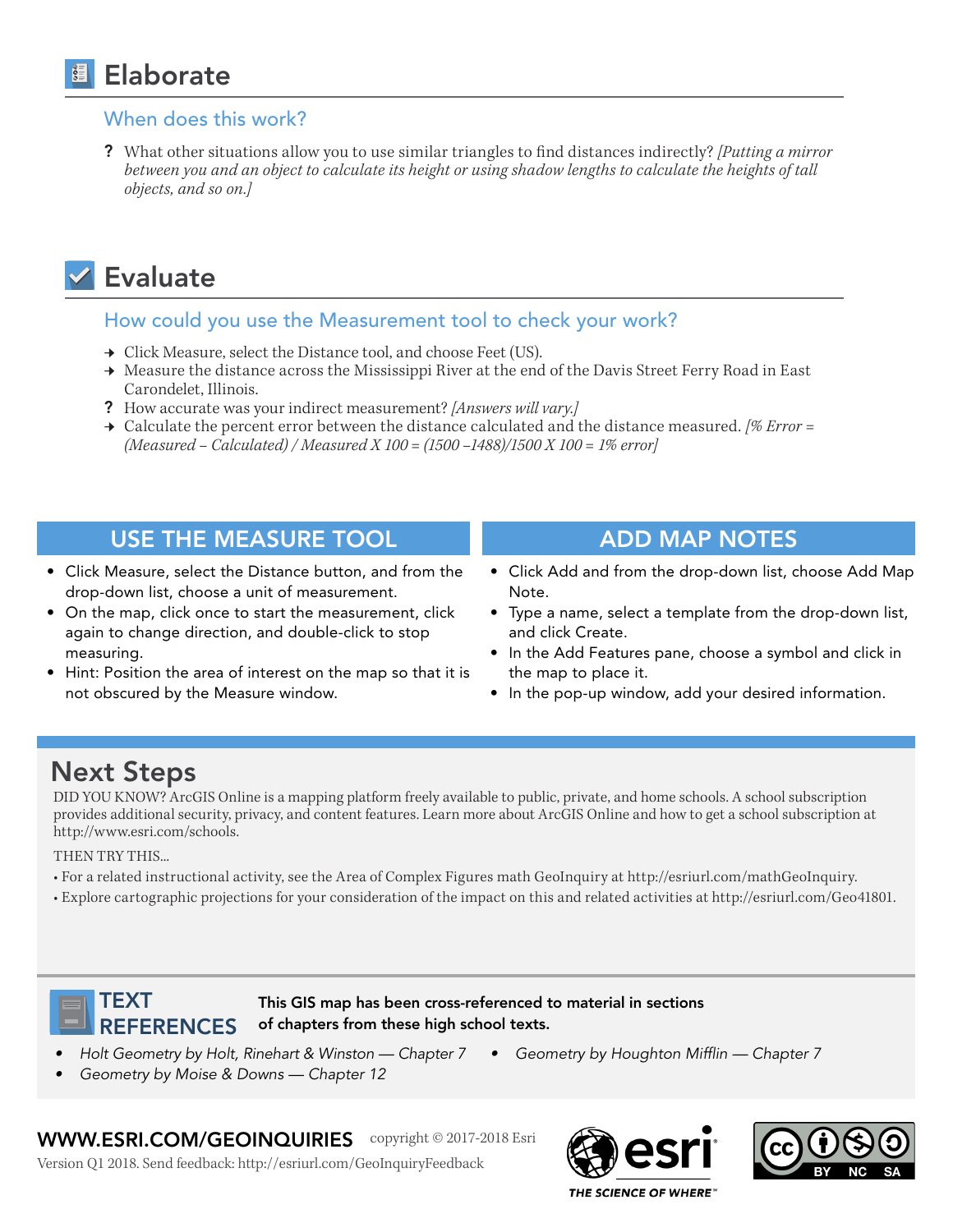## Elaborate

### When does this work?

? What other situations allow you to use similar triangles to find distances indirectly? *[Putting a mirror between you and an object to calculate its height or using shadow lengths to calculate the heights of tall objects, and so on.]*

## Evaluate

### How could you use the Measurement tool to check your work?

→ Click Measure, select the Distance tool, and choose Feet (US).

→ Measure the distance across the Mississippi River at the end of the Davis Street Ferry Road in East Carondelet, Illinois.

? How accurate was your indirect measurement? *[Answers will vary.]*

→ Calculate the percent error between the distance calculated and the distance measured. *[% Error = (Measured – Calculated) / Measured X 100 = (1500 –1488)/1500 X 100 = 1% error]*

## USE THE MEASURE TOOL

- Click Measure, select the Distance button, and from the drop-down list, choose a unit of measurement.
- On the map, click once to start the measurement, click again to change direction, and double-click to stop measuring.
- Hint: Position the area of interest on the map so that it is not obscured by the Measure window.

## ADD MAP NOTES

- Click Add and from the drop-down list, choose Add Map Note.
- Type a name, select a template from the drop-down list, and click Create.
- In the Add Features pane, choose a symbol and click in the map to place it.
- In the pop-up window, add your desired information.

## Next Steps

DID YOU KNOW? ArcGIS Online is a mapping platform freely available to public, private, and home schools. A school subscription provides additional security, privacy, and content features. Learn more about ArcGIS Online and how to get a school subscription at http://www.esri.com/schools.

THEN TRY THIS...

- For a related instructional activity, see the Area of Complex Figures math GeoInquiry at http://esriurl.com/mathGeoInquiry.
- Explore cartographic projections for your consideration of the impact on this and related activities at http://esriurl.com/Geo41801.

## TEXT REFERENCES

**This GIS map has been cross-referenced to material in sections of chapters from these high school texts.**

- *Holt Geometry by Holt, Rinehart & Winston — Chapter 7*
- *Geometry by Houghton Mifflin — Chapter 7*
- *Geometry by Moise & Downs — Chapter 12*

**WWW.ESRI.COM/GEOINQUIRIES** copyright © 2017-2018 Esri

Version Q1 2018. Send feedback: http://esriurl.com/GeoInquiryFeedback

THE SCIENCE OF WHERE™